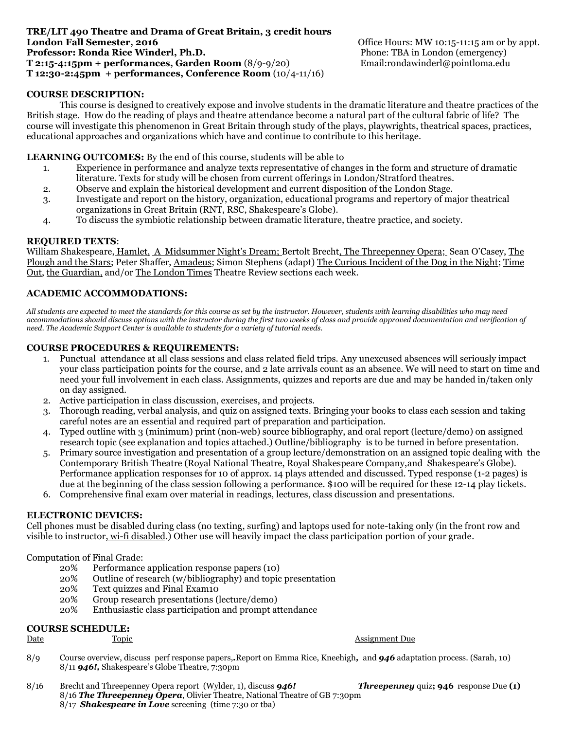**TRE/LIT 490 Theatre and Drama of Great Britain, 3 credit hours**
**London Fall Semester, 2016**
**Professor: Ronda Rice Winderl, Ph.D.**
**T 2:15-4:15pm + performances, Garden Room** (8/9-9/20)
**T 12:30-2:45pm + performances, Conference Room** (10/4-11/16)

Office Hours: MW 10:15-11:15 am or by appt.
Phone: TBA in London (emergency)
Email:rondawinderl@pointloma.edu

## COURSE DESCRIPTION:

This course is designed to creatively expose and involve students in the dramatic literature and theatre practices of the British stage. How do the reading of plays and theatre attendance become a natural part of the cultural fabric of life? The course will investigate this phenomenon in Great Britain through study of the plays, playwrights, theatrical spaces, practices, educational approaches and organizations which have and continue to contribute to this heritage.

**LEARNING OUTCOMES:** By the end of this course, students will be able to

1. Experience in performance and analyze texts representative of changes in the form and structure of dramatic literature. Texts for study will be chosen from current offerings in London/Stratford theatres.
2. Observe and explain the historical development and current disposition of the London Stage.
3. Investigate and report on the history, organization, educational programs and repertory of major theatrical organizations in Great Britain (RNT, RSC, Shakespeare's Globe).
4. To discuss the symbiotic relationship between dramatic literature, theatre practice, and society.

**REQUIRED TEXTS**:
William Shakespeare, Hamlet, A Midsummer Night's Dream; Bertolt Brecht, The Threepenney Opera; Sean O'Casey, The Plough and the Stars; Peter Shaffer, Amadeus; Simon Stephens (adapt) The Curious Incident of the Dog in the Night; Time Out, the Guardian, and/or The London Times Theatre Review sections each week.

## ACADEMIC ACCOMMODATIONS:

*All students are expected to meet the standards for this course as set by the instructor. However, students with learning disabilities who may need accommodations should discuss options with the instructor during the first two weeks of class and provide approved documentation and verification of need. The Academic Support Center is available to students for a variety of tutorial needs.*

## COURSE PROCEDURES & REQUIREMENTS:

1. Punctual attendance at all class sessions and class related field trips. Any unexcused absences will seriously impact your class participation points for the course, and 2 late arrivals count as an absence. We will need to start on time and need your full involvement in each class. Assignments, quizzes and reports are due and may be handed in/taken only on day assigned.
2. Active participation in class discussion, exercises, and projects.
3. Thorough reading, verbal analysis, and quiz on assigned texts. Bringing your books to class each session and taking careful notes are an essential and required part of preparation and participation.
4. Typed outline with 3 (minimum) print (non-web) source bibliography, and oral report (lecture/demo) on assigned research topic (see explanation and topics attached.) Outline/bibliography is to be turned in before presentation.
5. Primary source investigation and presentation of a group lecture/demonstration on an assigned topic dealing with the Contemporary British Theatre (Royal National Theatre, Royal Shakespeare Company,and Shakespeare's Globe). Performance application responses for 10 of approx. 14 plays attended and discussed. Typed response (1-2 pages) is due at the beginning of the class session following a performance. $100 will be required for these 12-14 play tickets.
6. Comprehensive final exam over material in readings, lectures, class discussion and presentations.

## ELECTRONIC DEVICES:

Cell phones must be disabled during class (no texting, surfing) and laptops used for note-taking only (in the front row and visible to instructor, wi-fi disabled.) Other use will heavily impact the class participation portion of your grade.

Computation of Final Grade:

- 20% Performance application response papers (10)
- 20% Outline of research (w/bibliography) and topic presentation
- 20% Text quizzes and Final Exam10
- 20% Group research presentations (lecture/demo)
- 20% Enthusiastic class participation and prompt attendance

## COURSE SCHEDULE:

| Date | Topic | Assignment Due |
|---|---|---|
| 8/9 | Course overview, discuss perf response papers,.Report on Emma Rice, Kneehigh, and ***946*** adaptation process. (Sarah, 10)<br>8/11 ***946!,*** Shakespeare's Globe Theatre, 7:30pm | |
| 8/16 | Brecht and Threepenney Opera report (Wylder, 1), discuss ***946!***<br>8/16 ***The Threepenney Opera***, Olivier Theatre, National Theatre of GB 7:30pm<br>8/17 ***Shakespeare in Love*** screening (time 7:30 or tba) | ***Threepenney*** quiz**; 946** response Due **(1)** |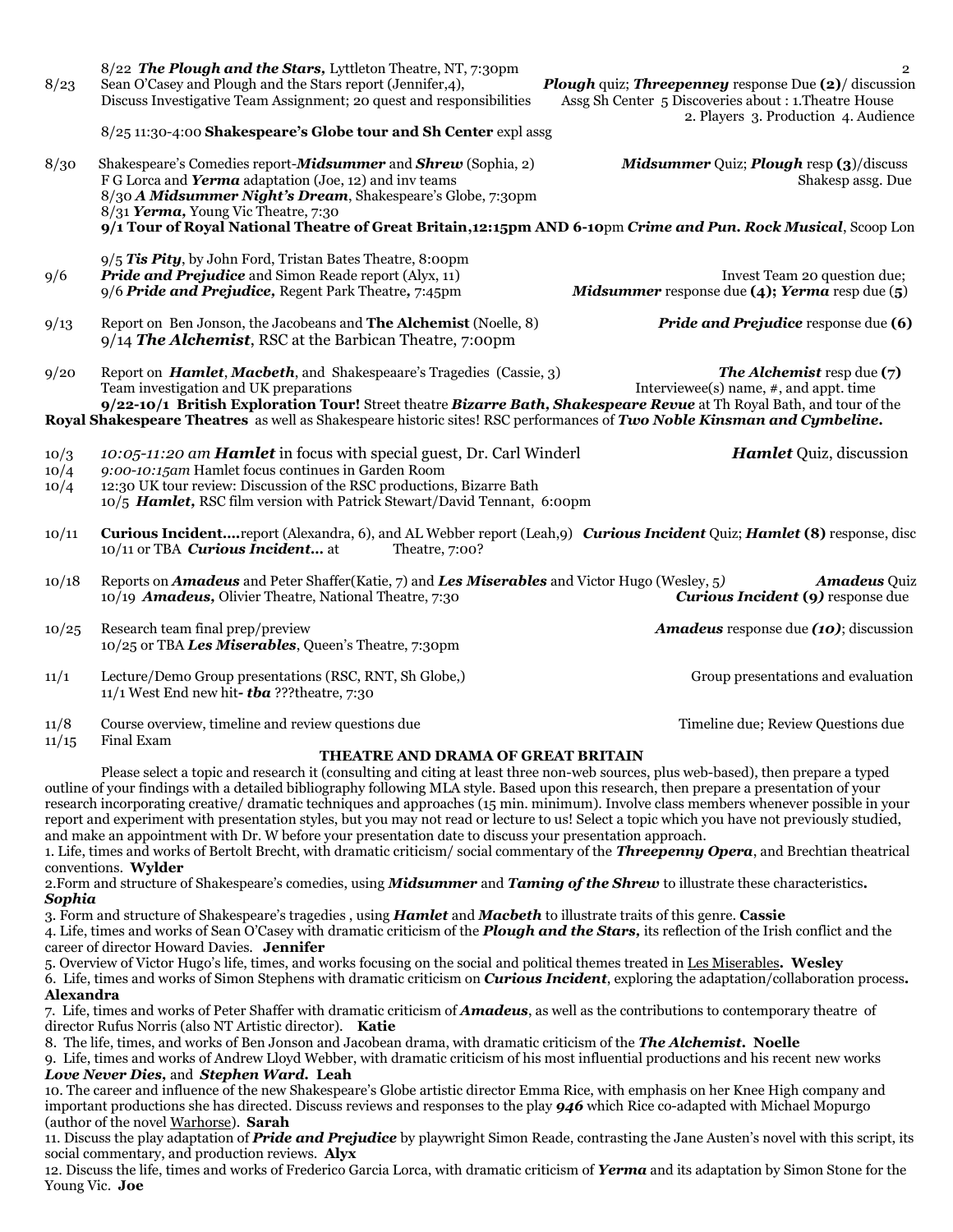8/22 ***The Plough and the Stars,*** Lyttleton Theatre, NT, 7:30pm

8/23 Sean O'Casey and Plough and the Stars report (Jennifer,4), ***Plough*** quiz; ***Threepenny*** response Due **(2)**/ discussion
Discuss Investigative Team Assignment; 20 quest and responsibilities Assg Sh Center 5 Discoveries about : 1.Theatre House 2. Players 3. Production 4. Audience
8/25 11:30-4:00 **Shakespeare's Globe tour and Sh Center** expl assg

8/30 Shakespeare's Comedies report-***Midsummer*** and ***Shrew*** (Sophia, 2) ***Midsummer*** Quiz; ***Plough*** resp **(3)**/discuss
F G Lorca and ***Yerma*** adaptation (Joe, 12) and inv teams Shakesp assg. Due
8/30 ***A Midsummer Night's Dream***, Shakespeare's Globe, 7:30pm
8/31 ***Yerma,*** Young Vic Theatre, 7:30
**9/1 Tour of Royal National Theatre of Great Britain,12:15pm AND 6-10**pm ***Crime and Pun. Rock Musical***, Scoop Lon

9/5 ***Tis Pity***, by John Ford, Tristan Bates Theatre, 8:00pm

9/6 ***Pride and Prejudice*** and Simon Reade report (Alyx, 11) Invest Team 20 question due;
9/6 ***Pride and Prejudice,*** Regent Park Theatre**,** 7:45pm ***Midsummer*** response due **(4);** ***Yerma*** resp due **(5)**

9/13 Report on Ben Jonson, the Jacobeans and **The Alchemist** (Noelle, 8) ***Pride and Prejudice*** response due **(6)**
9/14 ***The Alchemist***, RSC at the Barbican Theatre, 7:00pm

9/20 Report on ***Hamlet***, ***Macbeth***, and Shakespeaare's Tragedies (Cassie, 3) ***The Alchemist*** resp due **(7)**
Team investigation and UK preparations Interviewee(s) name, #, and appt. time
**9/22-10/1 British Exploration Tour!** Street theatre ***Bizarre Bath, Shakespeare Revue*** at Th Royal Bath, and tour of the **Royal Shakespeare Theatres** as well as Shakespeare historic sites! RSC performances of ***Two Noble Kinsman and Cymbeline.***

10/3 *10:05-11:20 am* ***Hamlet*** in focus with special guest, Dr. Carl Winderl ***Hamlet*** Quiz, discussion

10/4 *9:00-10:15am* Hamlet focus continues in Garden Room

10/4 12:30 UK tour review: Discussion of the RSC productions, Bizarre Bath
10/5 ***Hamlet,*** RSC film version with Patrick Stewart/David Tennant, 6:00pm

10/11 **Curious Incident....**report (Alexandra, 6), and AL Webber report (Leah,9) ***Curious Incident*** Quiz; ***Hamlet*** **(8)** response, disc
10/11 or TBA ***Curious Incident...*** at Theatre, 7:00?

10/18 Reports on ***Amadeus*** and Peter Shaffer(Katie, 7) and ***Les Miserables*** and Victor Hugo (Wesley, 5*)* ***Amadeus*** Quiz
10/19 ***Amadeus,*** Olivier Theatre, National Theatre, 7:30 ***Curious Incident*** **(9*)*** response due

10/25 Research team final prep/preview ***Amadeus*** response due ***(10)***; discussion
10/25 or TBA ***Les Miserables***, Queen's Theatre, 7:30pm

11/1 Lecture/Demo Group presentations (RSC, RNT, Sh Globe,) Group presentations and evaluation
11/1 West End new hit- ***tba*** ???theatre, 7:30

11/8 Course overview, timeline and review questions due Timeline due; Review Questions due

11/15 Final Exam

## THEATRE AND DRAMA OF GREAT BRITAIN

Please select a topic and research it (consulting and citing at least three non-web sources, plus web-based), then prepare a typed outline of your findings with a detailed bibliography following MLA style. Based upon this research, then prepare a presentation of your research incorporating creative/ dramatic techniques and approaches (15 min. minimum). Involve class members whenever possible in your report and experiment with presentation styles, but you may not read or lecture to us! Select a topic which you have not previously studied, and make an appointment with Dr. W before your presentation date to discuss your presentation approach.

1. Life, times and works of Bertolt Brecht, with dramatic criticism/ social commentary of the ***Threepenny Opera***, and Brechtian theatrical conventions. **Wylder**
2. Form and structure of Shakespeare's comedies, using ***Midsummer*** and ***Taming of the Shrew*** to illustrate these characteristics**. *Sophia***
3. Form and structure of Shakespeare's tragedies , using ***Hamlet*** and ***Macbeth*** to illustrate traits of this genre. **Cassie**
4. Life, times and works of Sean O'Casey with dramatic criticism of the ***Plough and the Stars,*** its reflection of the Irish conflict and the career of director Howard Davies. **Jennifer**
5. Overview of Victor Hugo's life, times, and works focusing on the social and political themes treated in Les Miserables**. Wesley**
6. Life, times and works of Simon Stephens with dramatic criticism on ***Curious Incident***, exploring the adaptation/collaboration process**. Alexandra**
7. Life, times and works of Peter Shaffer with dramatic criticism of ***Amadeus***, as well as the contributions to contemporary theatre of director Rufus Norris (also NT Artistic director). **Katie**
8. The life, times, and works of Ben Jonson and Jacobean drama, with dramatic criticism of the ***The Alchemist***. **Noelle**
9. Life, times and works of Andrew Lloyd Webber, with dramatic criticism of his most influential productions and his recent new works ***Love Never Dies,*** and ***Stephen Ward.*** **Leah**
10. The career and influence of the new Shakespeare's Globe artistic director Emma Rice, with emphasis on her Knee High company and important productions she has directed. Discuss reviews and responses to the play ***946*** which Rice co-adapted with Michael Mopurgo (author of the novel Warhorse). **Sarah**
11. Discuss the play adaptation of ***Pride and Prejudice*** by playwright Simon Reade, contrasting the Jane Austen's novel with this script, its social commentary, and production reviews. **Alyx**
12. Discuss the life, times and works of Frederico Garcia Lorca, with dramatic criticism of ***Yerma*** and its adaptation by Simon Stone for the Young Vic. **Joe**